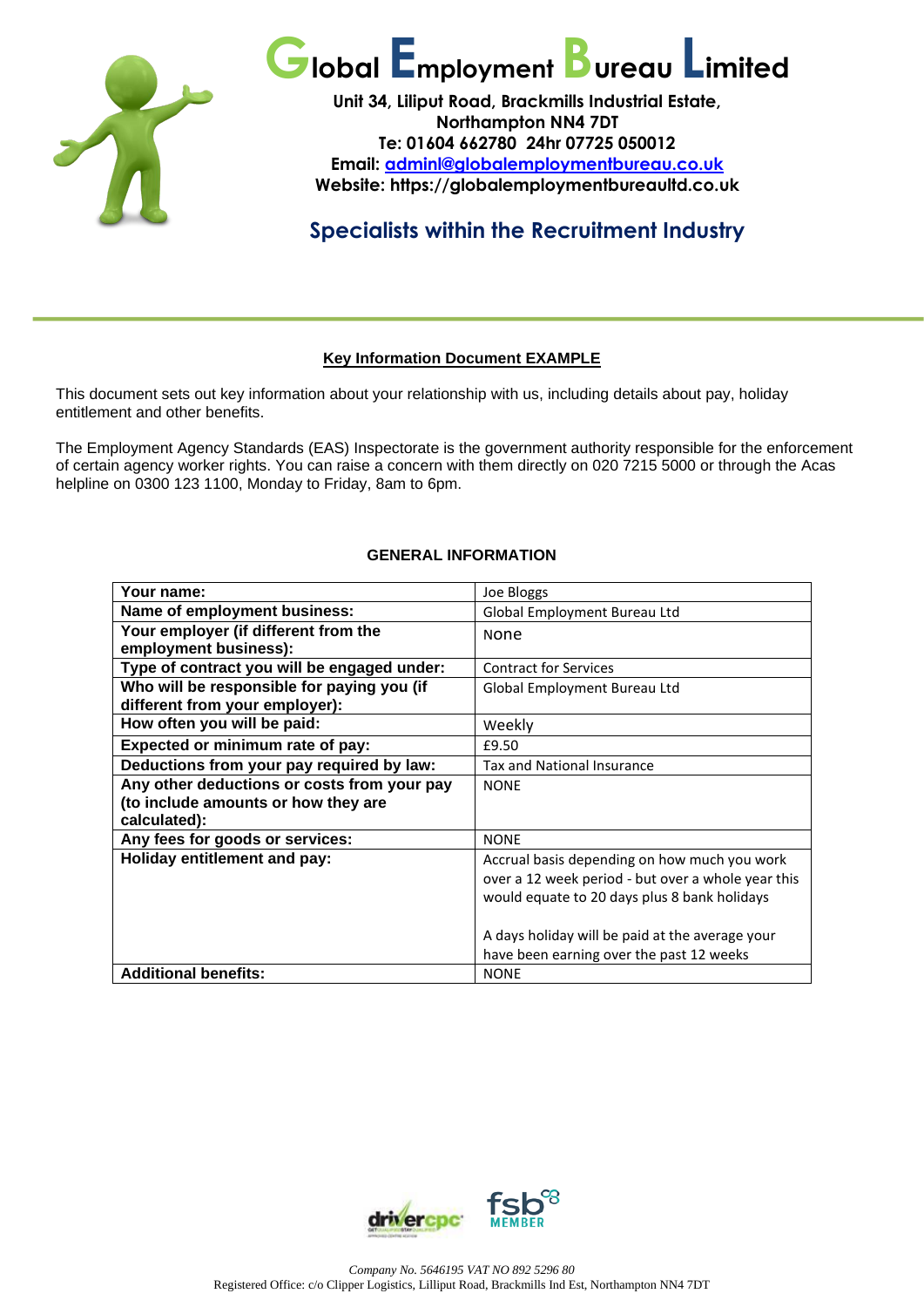# Global Employment Bureau Limited

**Unit 34, Liliput Road, Brackmills Industrial Estate,**
**Northampton NN4 7DT**
**Te: 01604 662780 24hr 07725 050012**
**Email: adminl@globalemploymentbureau.co.uk**
**Website: https://globalemploymentbureaultd.co.uk**

## Specialists within the Recruitment Industry

---

### Key Information Document EXAMPLE

This document sets out key information about your relationship with us, including details about pay, holiday entitlement and other benefits.

The Employment Agency Standards (EAS) Inspectorate is the government authority responsible for the enforcement of certain agency worker rights. You can raise a concern with them directly on 020 7215 5000 or through the Acas helpline on 0300 123 1100, Monday to Friday, 8am to 6pm.

### GENERAL INFORMATION

| | |
|---|---|
| **Your name:** | Joe Bloggs |
| **Name of employment business:** | Global Employment Bureau Ltd |
| **Your employer (if different from the employment business):** | None |
| **Type of contract you will be engaged under:** | Contract for Services |
| **Who will be responsible for paying you (if different from your employer):** | Global Employment Bureau Ltd |
| **How often you will be paid:** | Weekly |
| **Expected or minimum rate of pay:** | £9.50 |
| **Deductions from your pay required by law:** | Tax and National Insurance |
| **Any other deductions or costs from your pay (to include amounts or how they are calculated):** | NONE |
| **Any fees for goods or services:** | NONE |
| **Holiday entitlement and pay:** | Accrual basis depending on how much you work over a 12 week period - but over a whole year this would equate to 20 days plus 8 bank holidays<br><br>A days holiday will be paid at the average your have been earning over the past 12 weeks |
| **Additional benefits:** | NONE |

*Company No. 5646195 VAT NO 892 5296 80*
Registered Office: c/o Clipper Logistics, Lilliput Road, Brackmills Ind Est, Northampton NN4 7DT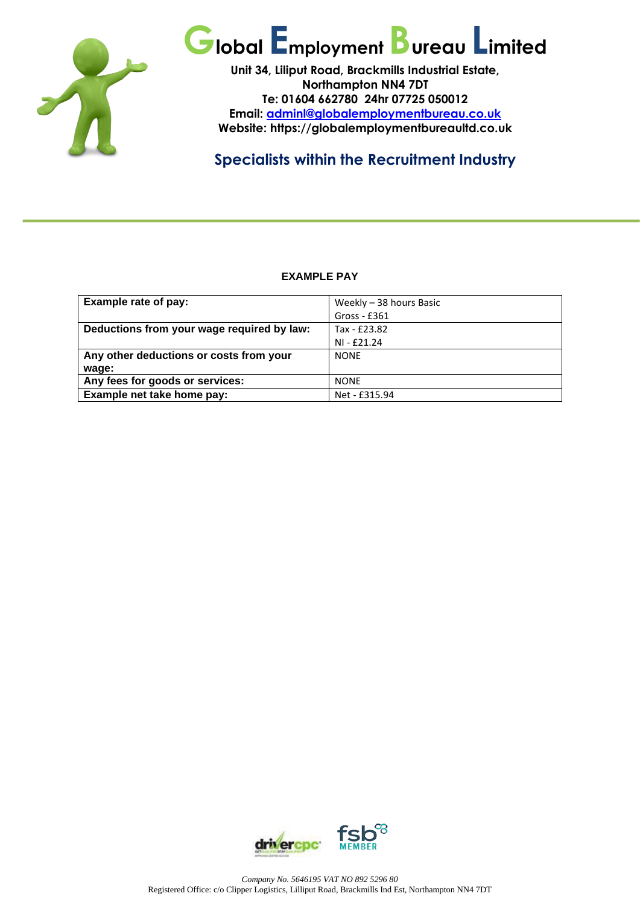# Global Employment Bureau Limited

**Unit 34, Liliput Road, Brackmills Industrial Estate, Northampton NN4 7DT**
**Te: 01604 662780 24hr 07725 050012**
**Email: adminl@globalemploymentbureau.co.uk**
**Website: https://globalemploymentbureaultd.co.uk**

## Specialists within the Recruitment Industry

---

**EXAMPLE PAY**

| | |
|---|---|
| **Example rate of pay:** | Weekly – 38 hours Basic<br>Gross - £361 |
| **Deductions from your wage required by law:** | Tax - £23.82<br>NI - £21.24 |
| **Any other deductions or costs from your wage:** | NONE |
| **Any fees for goods or services:** | NONE |
| **Example net take home pay:** | Net - £315.94 |

*Company No. 5646195 VAT NO 892 5296 80*
Registered Office: c/o Clipper Logistics, Lilliput Road, Brackmills Ind Est, Northampton NN4 7DT